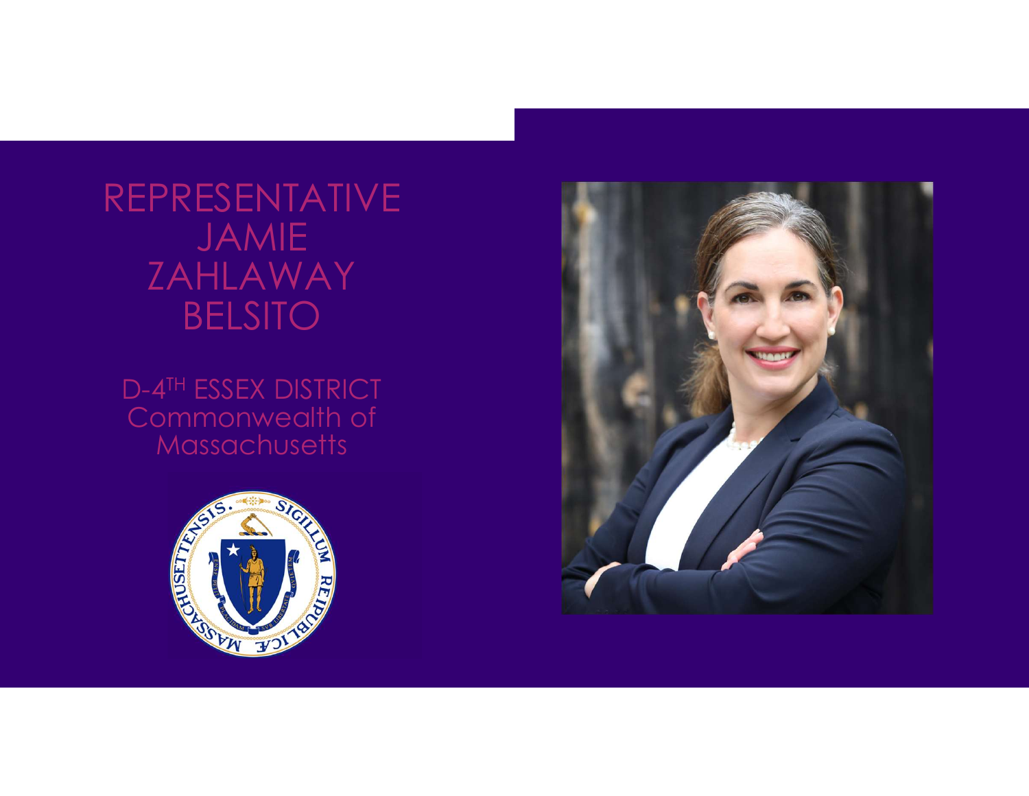# REPRESENTATIVE JAMIE ZAHLAWAY BELSITO

D-4TH ESSEX DISTRICT
Commonwealth of Massachusetts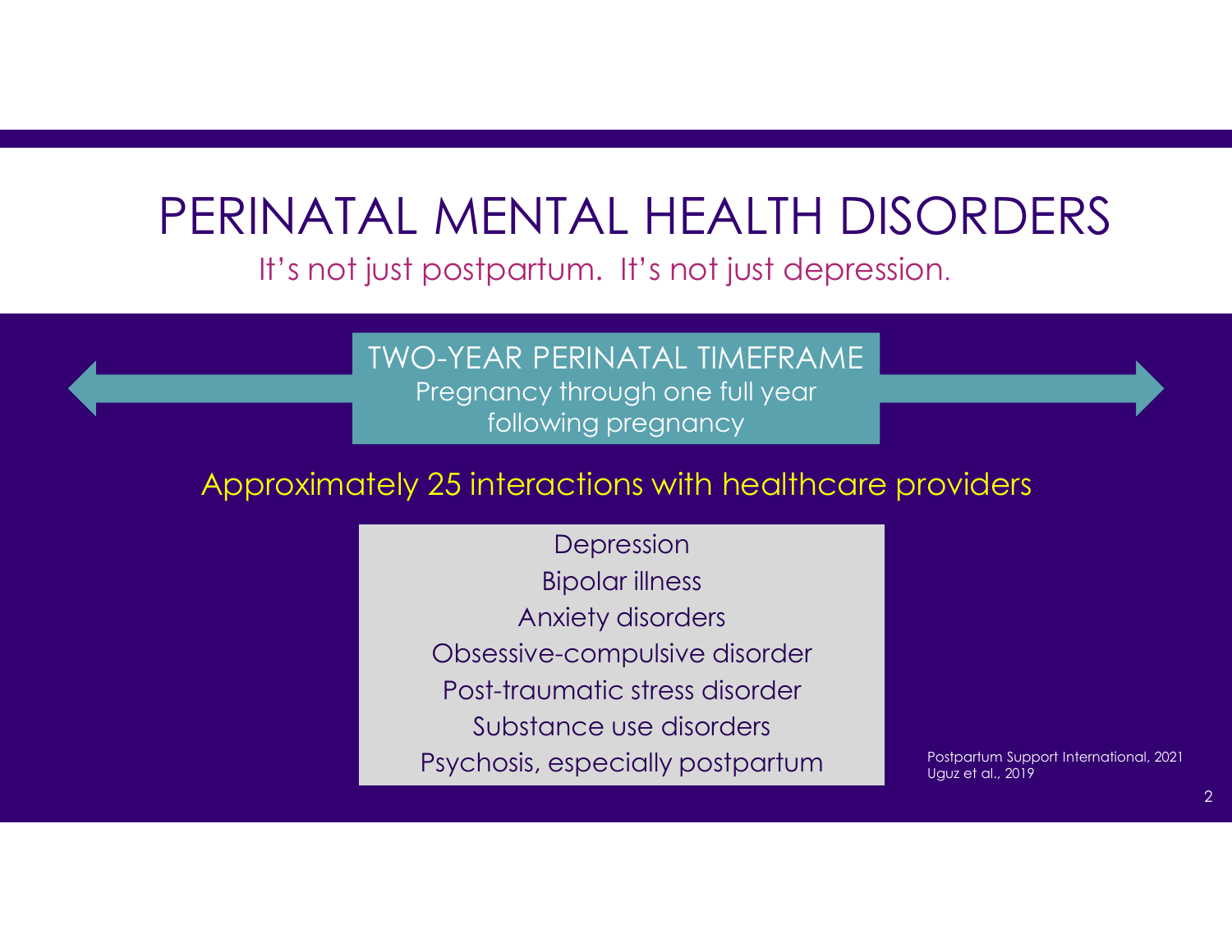# PERINATAL MENTAL HEALTH DISORDERS

It's not just postpartum. It's not just depression.

**TWO-YEAR PERINATAL TIMEFRAME**

Pregnancy through one full year following pregnancy

Approximately 25 interactions with healthcare providers

- Depression
- Bipolar illness
- Anxiety disorders
- Obsessive-compulsive disorder
- Post-traumatic stress disorder
- Substance use disorders
- Psychosis, especially postpartum

Postpartum Support International, 2021
Uguz et al., 2019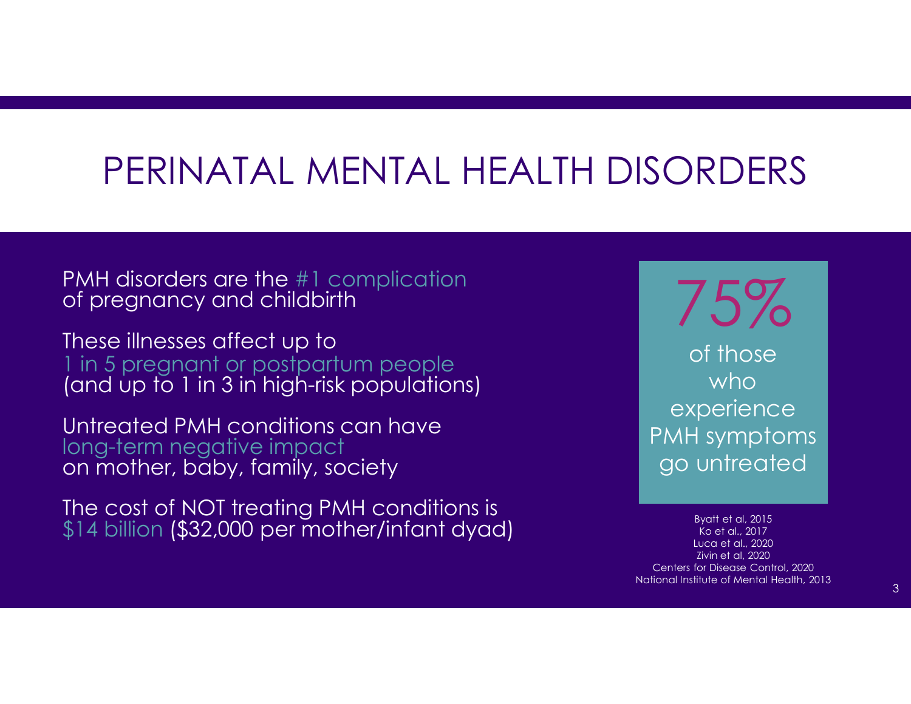# PERINATAL MENTAL HEALTH DISORDERS

PMH disorders are the #1 complication of pregnancy and childbirth

These illnesses affect up to 1 in 5 pregnant or postpartum people (and up to 1 in 3 in high-risk populations)

Untreated PMH conditions can have long-term negative impact on mother, baby, family, society

The cost of NOT treating PMH conditions is $14 billion ($32,000 per mother/infant dyad)

**75%**

of those who experience PMH symptoms go untreated

Byatt et al, 2015
Ko et al., 2017
Luca et al., 2020
Zivin et al, 2020
Centers for Disease Control, 2020
National Institute of Mental Health, 2013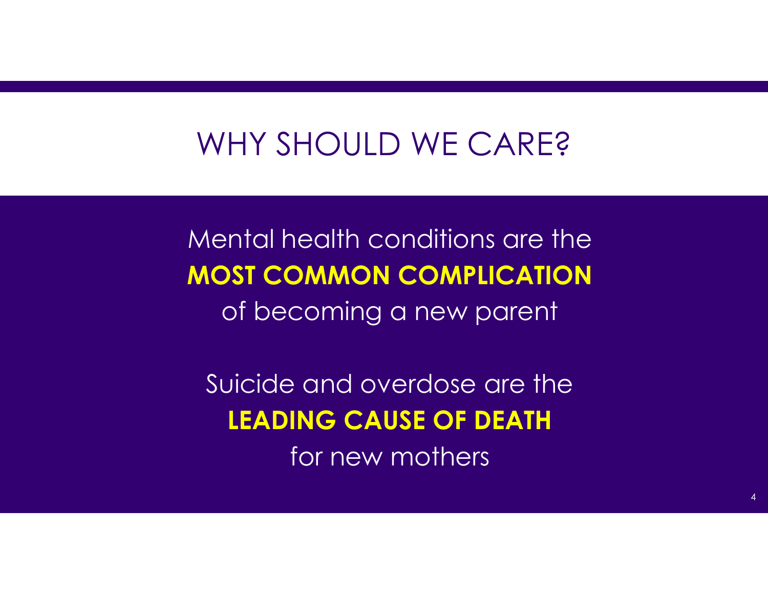# WHY SHOULD WE CARE?

Mental health conditions are the **MOST COMMON COMPLICATION** of becoming a new parent

Suicide and overdose are the **LEADING CAUSE OF DEATH** for new mothers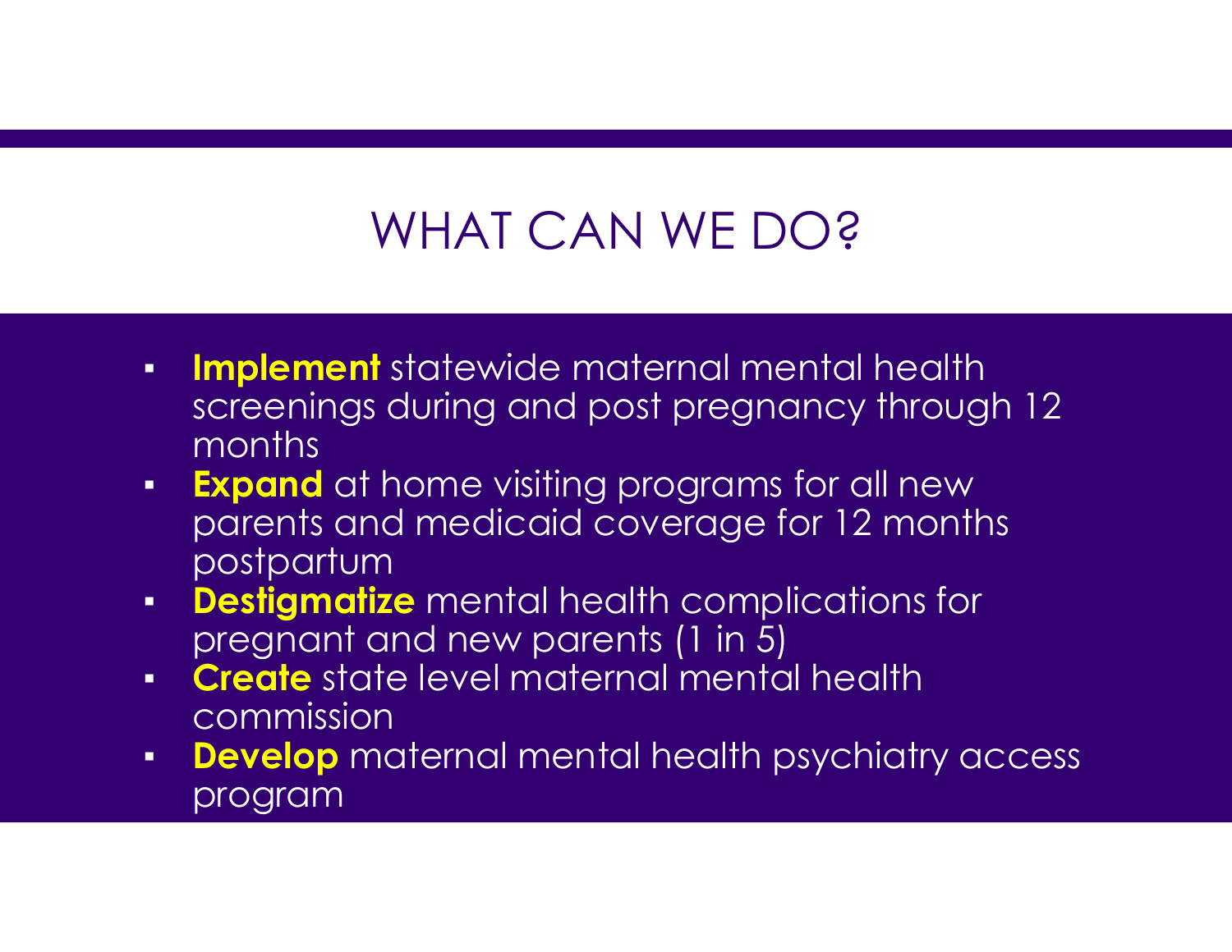# WHAT CAN WE DO?

- **Implement** statewide maternal mental health screenings during and post pregnancy through 12 months
- **Expand** at home visiting programs for all new parents and medicaid coverage for 12 months postpartum
- **Destigmatize** mental health complications for pregnant and new parents (1 in 5)
- **Create** state level maternal mental health commission
- **Develop** maternal mental health psychiatry access program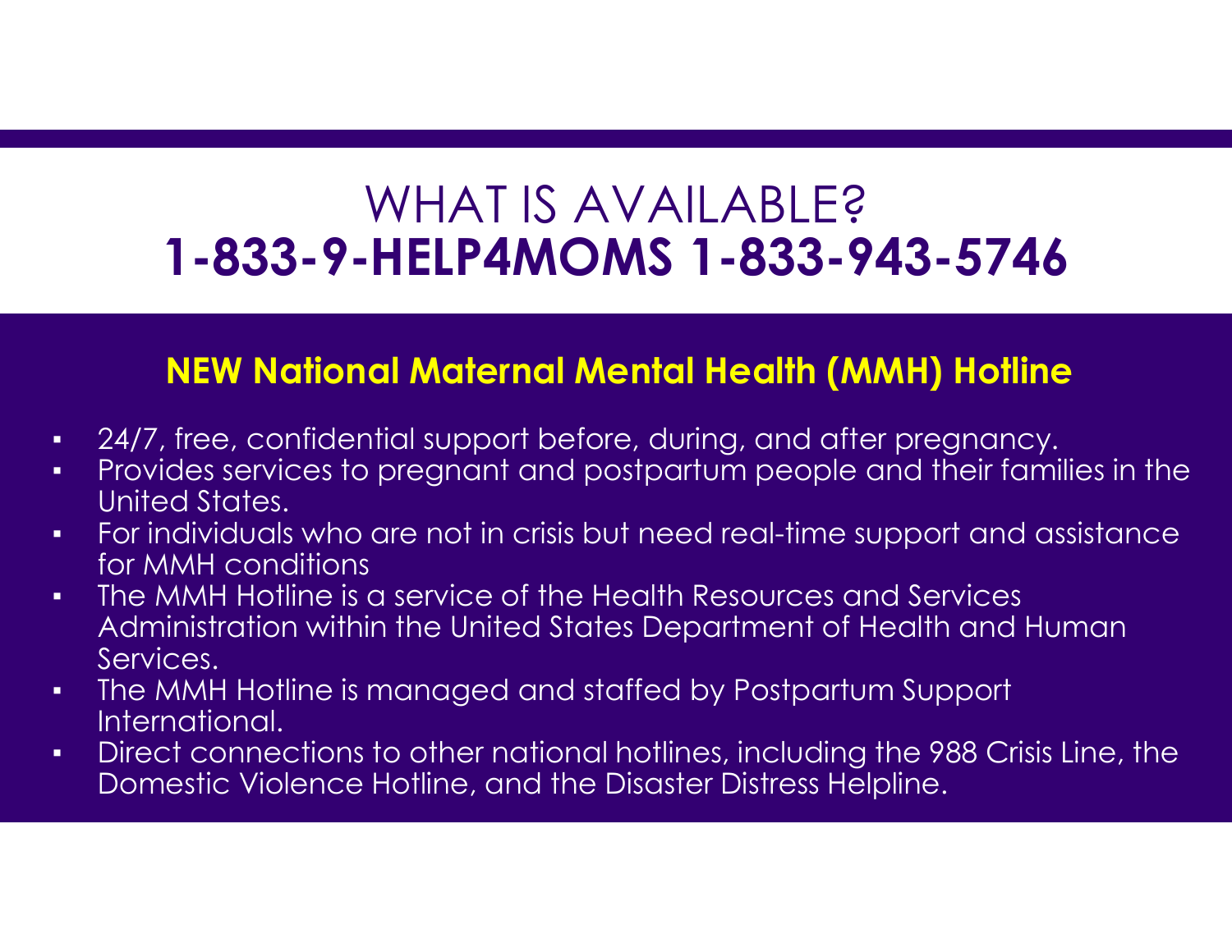# WHAT IS AVAILABLE?
# **1-833-9-HELP4MOMS 1-833-943-5746**

## **NEW National Maternal Mental Health (MMH) Hotline**

- 24/7, free, confidential support before, during, and after pregnancy.
- Provides services to pregnant and postpartum people and their families in the United States.
- For individuals who are not in crisis but need real-time support and assistance for MMH conditions
- The MMH Hotline is a service of the Health Resources and Services Administration within the United States Department of Health and Human Services.
- The MMH Hotline is managed and staffed by Postpartum Support International.
- Direct connections to other national hotlines, including the 988 Crisis Line, the Domestic Violence Hotline, and the Disaster Distress Helpline.